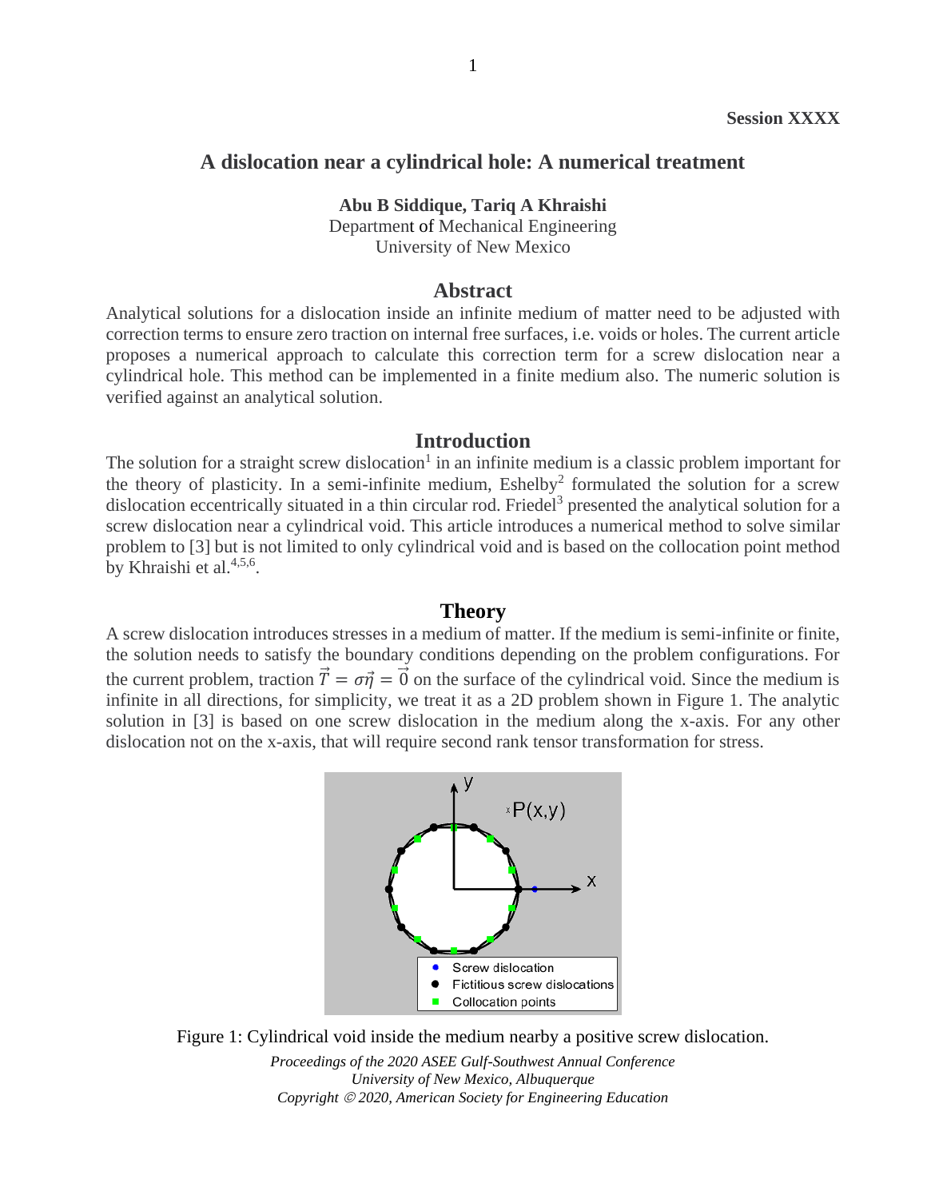Session XXXX

# A dislocation near a cylindrical hole: A numerical treatment

**Abu B Siddique, Tariq A Khraishi**
Department of Mechanical Engineering
University of New Mexico

## Abstract

Analytical solutions for a dislocation inside an infinite medium of matter need to be adjusted with correction terms to ensure zero traction on internal free surfaces, i.e. voids or holes. The current article proposes a numerical approach to calculate this correction term for a screw dislocation near a cylindrical hole. This method can be implemented in a finite medium also. The numeric solution is verified against an analytical solution.

## Introduction

The solution for a straight screw dislocation[1] in an infinite medium is a classic problem important for the theory of plasticity. In a semi-infinite medium, Eshelby[2] formulated the solution for a screw dislocation eccentrically situated in a thin circular rod. Friedel[3] presented the analytical solution for a screw dislocation near a cylindrical void. This article introduces a numerical method to solve similar problem to [3] but is not limited to only cylindrical void and is based on the collocation point method by Khraishi et al.[4,5,6].

## Theory

A screw dislocation introduces stresses in a medium of matter. If the medium is semi-infinite or finite, the solution needs to satisfy the boundary conditions depending on the problem configurations. For the current problem, traction $\vec{T} = \sigma\vec{\eta} = \vec{0}$ on the surface of the cylindrical void. Since the medium is infinite in all directions, for simplicity, we treat it as a 2D problem shown in Figure 1. The analytic solution in [3] is based on one screw dislocation in the medium along the x-axis. For any other dislocation not on the x-axis, that will require second rank tensor transformation for stress.

Figure 1: Cylindrical void inside the medium nearby a positive screw dislocation.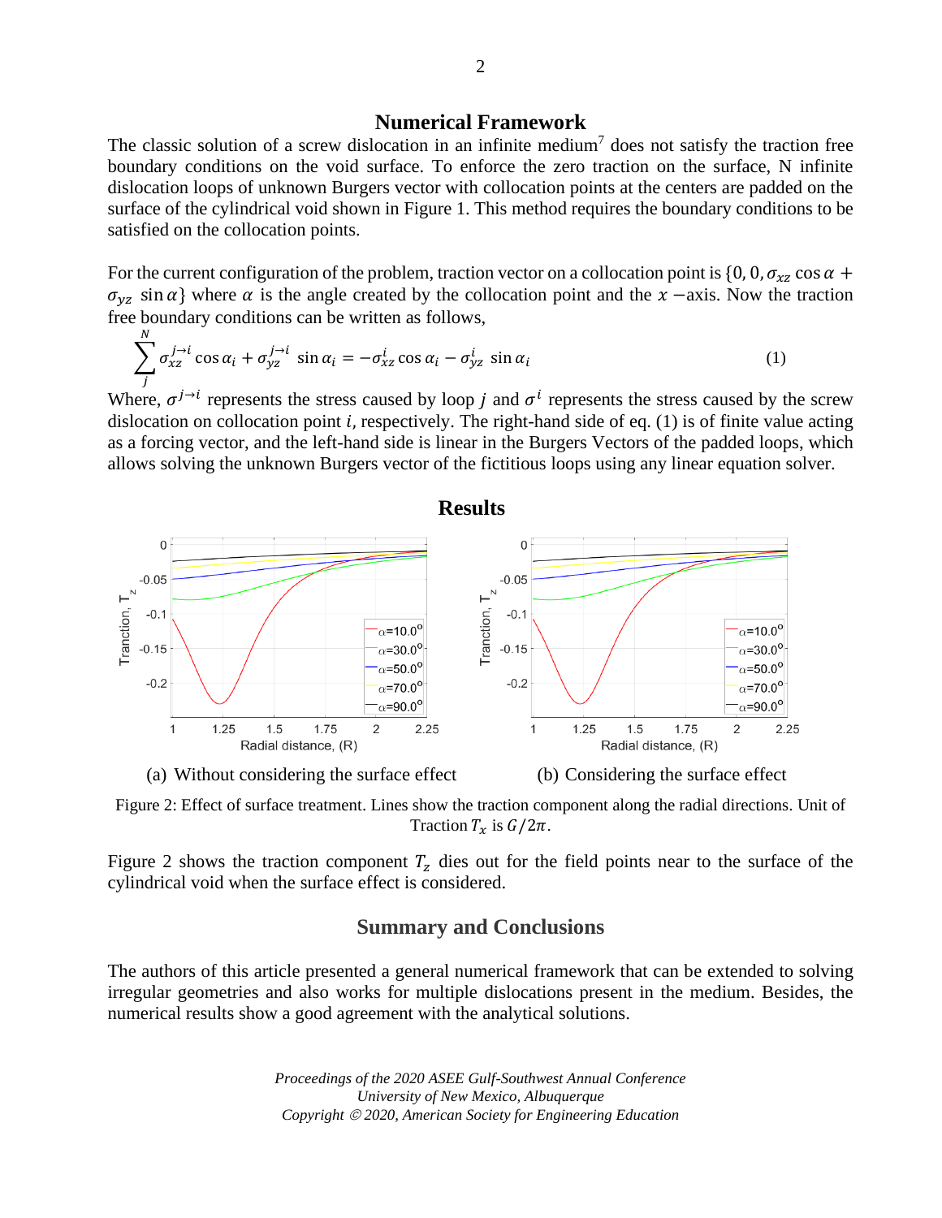## Numerical Framework

The classic solution of a screw dislocation in an infinite medium[7] does not satisfy the traction free boundary conditions on the void surface. To enforce the zero traction on the surface, N infinite dislocation loops of unknown Burgers vector with collocation points at the centers are padded on the surface of the cylindrical void shown in Figure 1. This method requires the boundary conditions to be satisfied on the collocation points.

For the current configuration of the problem, traction vector on a collocation point is $\{0, 0, \sigma_{xz}\cos\alpha + \sigma_{yz}\ \sin\alpha\}$ where $\alpha$ is the angle created by the collocation point and the $x$ −axis. Now the traction free boundary conditions can be written as follows,

$$\sum_{j}^{N} \sigma_{xz}^{j\rightarrow i}\cos\alpha_i + \sigma_{yz}^{j\rightarrow i}\ \sin\alpha_i = -\sigma_{xz}^{i}\cos\alpha_i - \sigma_{yz}^{i}\ \sin\alpha_i \qquad (1)$$

Where, $\sigma^{j\rightarrow i}$ represents the stress caused by loop $j$ and $\sigma^{i}$ represents the stress caused by the screw dislocation on collocation point $i$, respectively. The right-hand side of eq. (1) is of finite value acting as a forcing vector, and the left-hand side is linear in the Burgers Vectors of the padded loops, which allows solving the unknown Burgers vector of the fictitious loops using any linear equation solver.

## Results

(a) Without considering the surface effect

(b) Considering the surface effect

Figure 2: Effect of surface treatment. Lines show the traction component along the radial directions. Unit of Traction $T_x$ is $G/2\pi$.

Figure 2 shows the traction component $T_z$ dies out for the field points near to the surface of the cylindrical void when the surface effect is considered.

## Summary and Conclusions

The authors of this article presented a general numerical framework that can be extended to solving irregular geometries and also works for multiple dislocations present in the medium. Besides, the numerical results show a good agreement with the analytical solutions.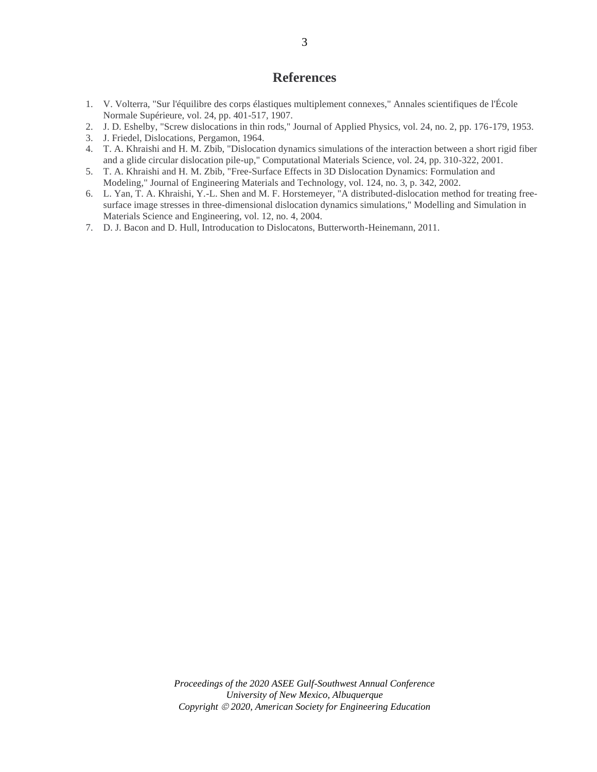## References

1. V. Volterra, "Sur l'équilibre des corps élastiques multiplement connexes," Annales scientifiques de l'École Normale Supérieure, vol. 24, pp. 401-517, 1907.
2. J. D. Eshelby, "Screw dislocations in thin rods," Journal of Applied Physics, vol. 24, no. 2, pp. 176-179, 1953.
3. J. Friedel, Dislocations, Pergamon, 1964.
4. T. A. Khraishi and H. M. Zbib, "Dislocation dynamics simulations of the interaction between a short rigid fiber and a glide circular dislocation pile-up," Computational Materials Science, vol. 24, pp. 310-322, 2001.
5. T. A. Khraishi and H. M. Zbib, "Free-Surface Effects in 3D Dislocation Dynamics: Formulation and Modeling," Journal of Engineering Materials and Technology, vol. 124, no. 3, p. 342, 2002.
6. L. Yan, T. A. Khraishi, Y.-L. Shen and M. F. Horstemeyer, "A distributed-dislocation method for treating free-surface image stresses in three-dimensional dislocation dynamics simulations," Modelling and Simulation in Materials Science and Engineering, vol. 12, no. 4, 2004.
7. D. J. Bacon and D. Hull, Introducation to Dislocatons, Butterworth-Heinemann, 2011.